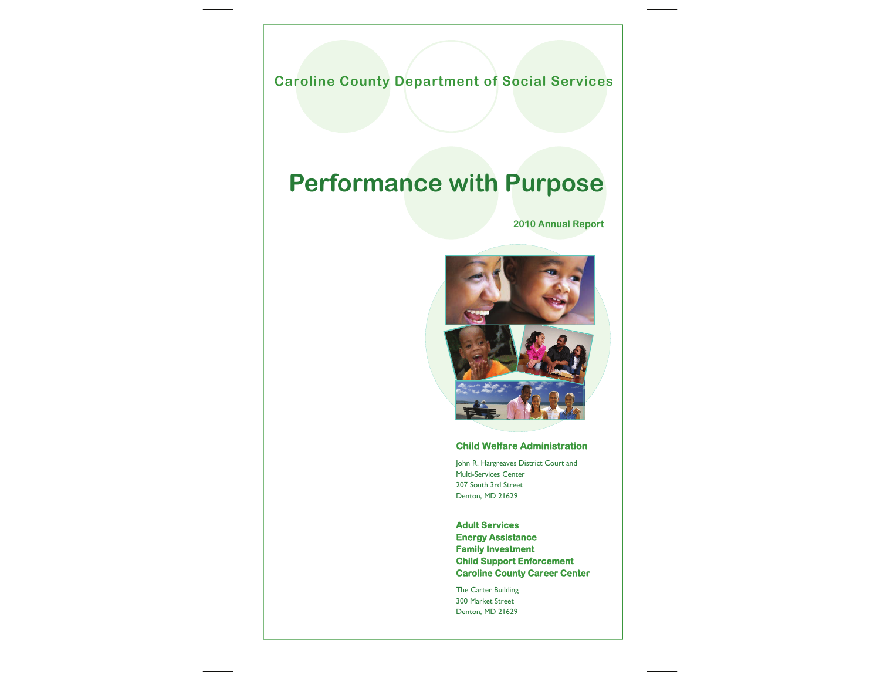Caroline County Department of Social Services

# Performance with Purpose

2010 Annual Report

### Child Welfare Administration

John R. Hargreaves District Court and
Multi-Services Center
207 South 3rd Street
Denton, MD 21629

**Adult Services**
**Energy Assistance**
**Family Investment**
**Child Support Enforcement**
**Caroline County Career Center**

The Carter Building
300 Market Street
Denton, MD 21629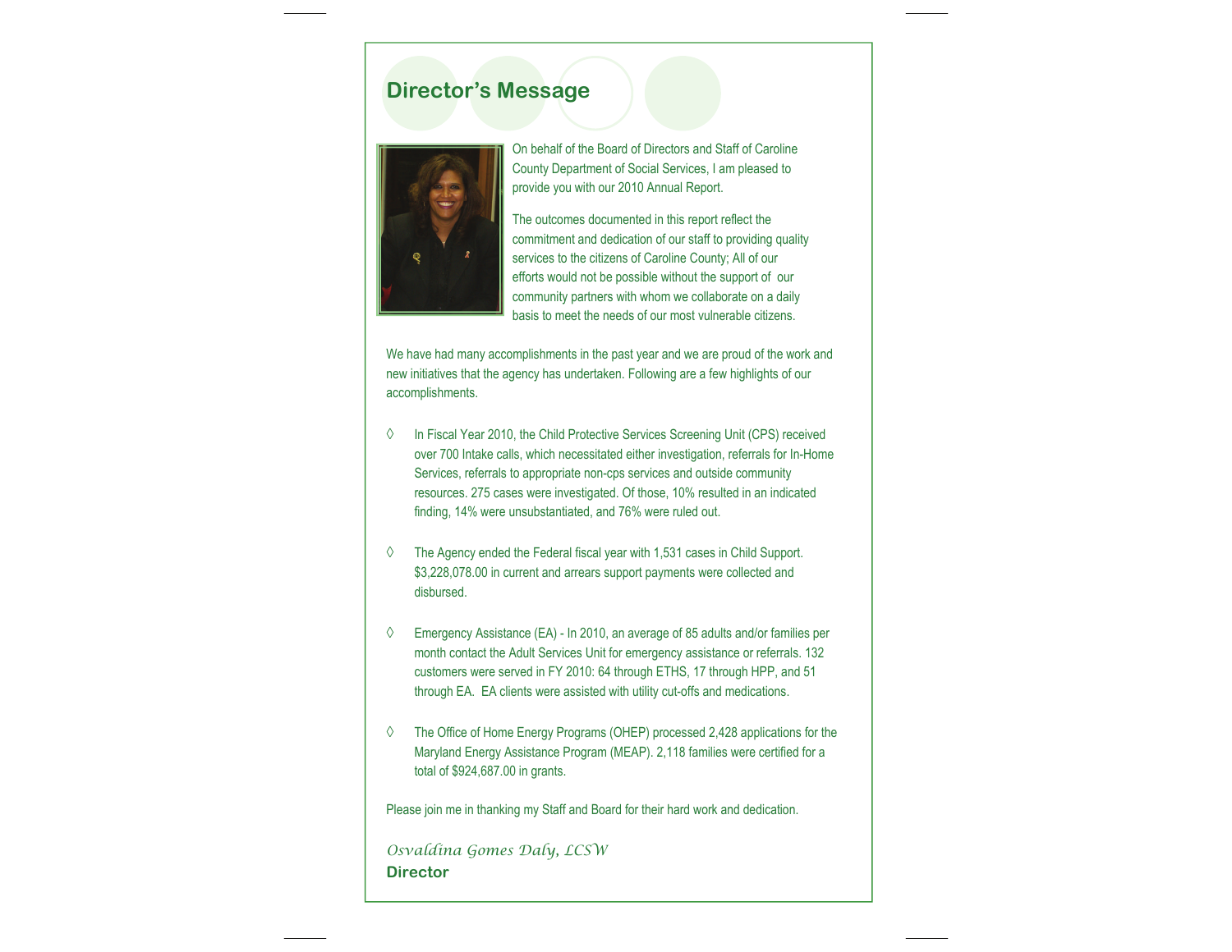## Director's Message

On behalf of the Board of Directors and Staff of Caroline County Department of Social Services, I am pleased to provide you with our 2010 Annual Report.

The outcomes documented in this report reflect the commitment and dedication of our staff to providing quality services to the citizens of Caroline County; All of our efforts would not be possible without the support of our community partners with whom we collaborate on a daily basis to meet the needs of our most vulnerable citizens.

We have had many accomplishments in the past year and we are proud of the work and new initiatives that the agency has undertaken. Following are a few highlights of our accomplishments.

- ◊ In Fiscal Year 2010, the Child Protective Services Screening Unit (CPS) received over 700 Intake calls, which necessitated either investigation, referrals for In-Home Services, referrals to appropriate non-cps services and outside community resources. 275 cases were investigated. Of those, 10% resulted in an indicated finding, 14% were unsubstantiated, and 76% were ruled out.

- ◊ The Agency ended the Federal fiscal year with 1,531 cases in Child Support. $3,228,078.00 in current and arrears support payments were collected and disbursed.

- ◊ Emergency Assistance (EA) - In 2010, an average of 85 adults and/or families per month contact the Adult Services Unit for emergency assistance or referrals. 132 customers were served in FY 2010: 64 through ETHS, 17 through HPP, and 51 through EA. EA clients were assisted with utility cut-offs and medications.

- ◊ The Office of Home Energy Programs (OHEP) processed 2,428 applications for the Maryland Energy Assistance Program (MEAP). 2,118 families were certified for a total of $924,687.00 in grants.

Please join me in thanking my Staff and Board for their hard work and dedication.

*Osvaldina Gomes Daly, LCSW*
**Director**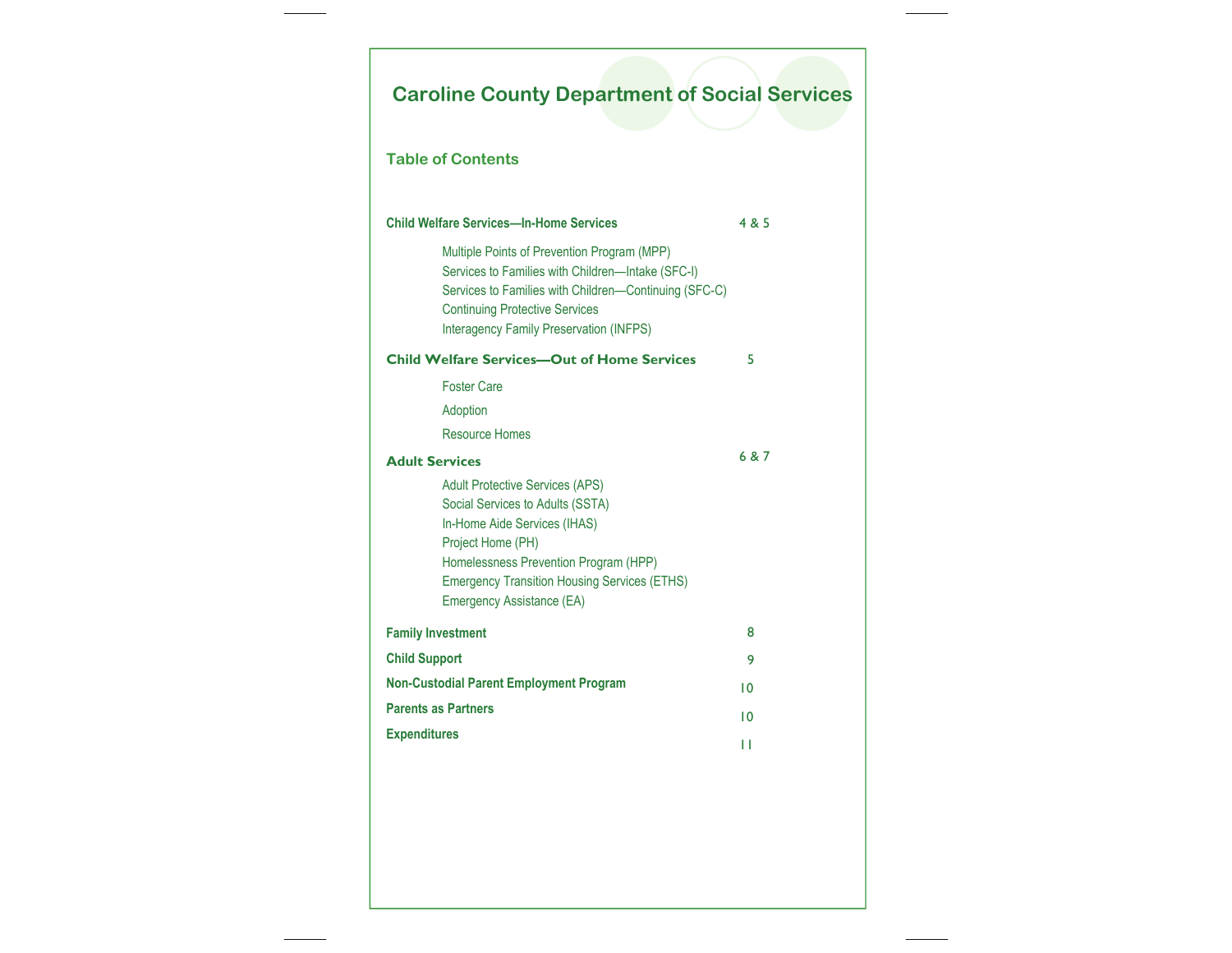# Caroline County Department of Social Services

## Table of Contents

**Child Welfare Services—In-Home Services** 4 & 5

- Multiple Points of Prevention Program (MPP)
- Services to Families with Children—Intake (SFC-I)
- Services to Families with Children—Continuing (SFC-C)
- Continuing Protective Services
- Interagency Family Preservation (INFPS)

**Child Welfare Services—Out of Home Services** 5

- Foster Care
- Adoption
- Resource Homes

**Adult Services** 6 & 7

- Adult Protective Services (APS)
- Social Services to Adults (SSTA)
- In-Home Aide Services (IHAS)
- Project Home (PH)
- Homelessness Prevention Program (HPP)
- Emergency Transition Housing Services (ETHS)
- Emergency Assistance (EA)

**Family Investment** 8

**Child Support** 9

**Non-Custodial Parent Employment Program** 10

**Parents as Partners** 10

**Expenditures** 11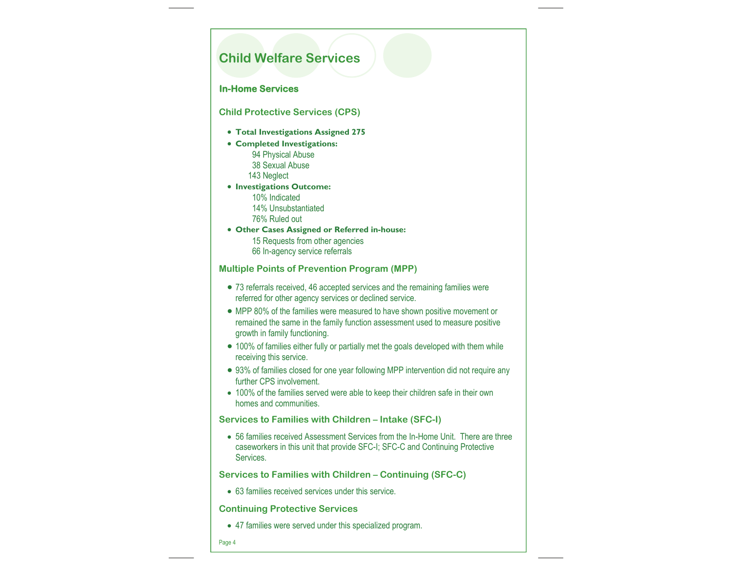# Child Welfare Services

## In-Home Services

### Child Protective Services (CPS)

- **Total Investigations Assigned 275**
- **Completed Investigations:**
  - 94 Physical Abuse
  - 38 Sexual Abuse
  - 143 Neglect
- **Investigations Outcome:**
  - 10% Indicated
  - 14% Unsubstantiated
  - 76% Ruled out
- **Other Cases Assigned or Referred in-house:**
  - 15 Requests from other agencies
  - 66 In-agency service referrals

### Multiple Points of Prevention Program (MPP)

- 73 referrals received, 46 accepted services and the remaining families were referred for other agency services or declined service.
- MPP 80% of the families were measured to have shown positive movement or remained the same in the family function assessment used to measure positive growth in family functioning.
- 100% of families either fully or partially met the goals developed with them while receiving this service.
- 93% of families closed for one year following MPP intervention did not require any further CPS involvement.
- 100% of the families served were able to keep their children safe in their own homes and communities.

### Services to Families with Children – Intake (SFC-I)

- 56 families received Assessment Services from the In-Home Unit. There are three caseworkers in this unit that provide SFC-I; SFC-C and Continuing Protective Services.

### Services to Families with Children – Continuing (SFC-C)

- 63 families received services under this service.

### Continuing Protective Services

- 47 families were served under this specialized program.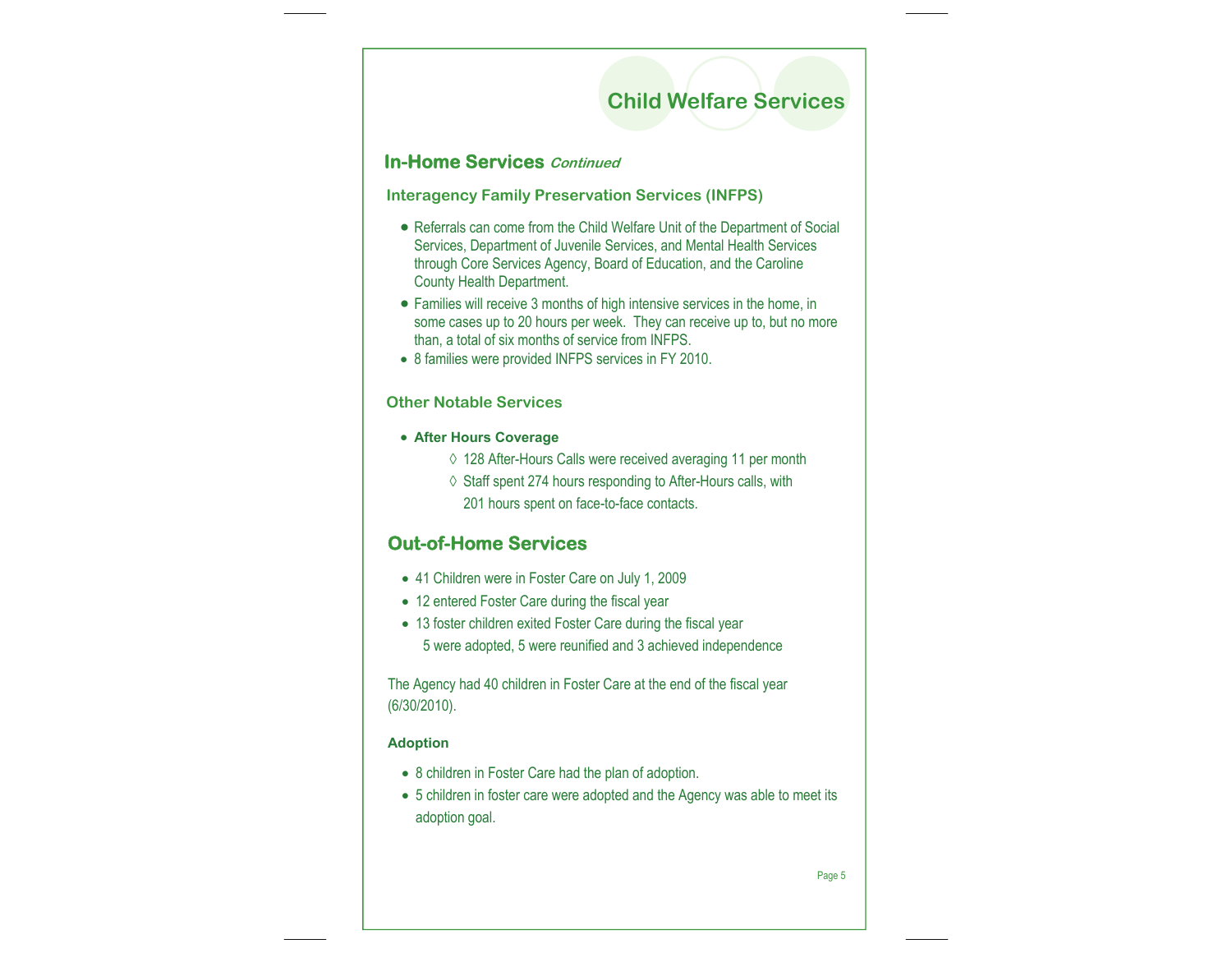# Child Welfare Services

## In-Home Services *Continued*

### Interagency Family Preservation Services (INFPS)

- Referrals can come from the Child Welfare Unit of the Department of Social Services, Department of Juvenile Services, and Mental Health Services through Core Services Agency, Board of Education, and the Caroline County Health Department.
- Families will receive 3 months of high intensive services in the home, in some cases up to 20 hours per week. They can receive up to, but no more than, a total of six months of service from INFPS.
- 8 families were provided INFPS services in FY 2010.

### Other Notable Services

- **After Hours Coverage**
    - ◊ 128 After-Hours Calls were received averaging 11 per month
    - ◊ Staff spent 274 hours responding to After-Hours calls, with 201 hours spent on face-to-face contacts.

## Out-of-Home Services

- 41 Children were in Foster Care on July 1, 2009
- 12 entered Foster Care during the fiscal year
- 13 foster children exited Foster Care during the fiscal year
  5 were adopted, 5 were reunified and 3 achieved independence

The Agency had 40 children in Foster Care at the end of the fiscal year (6/30/2010).

### Adoption

- 8 children in Foster Care had the plan of adoption.
- 5 children in foster care were adopted and the Agency was able to meet its adoption goal.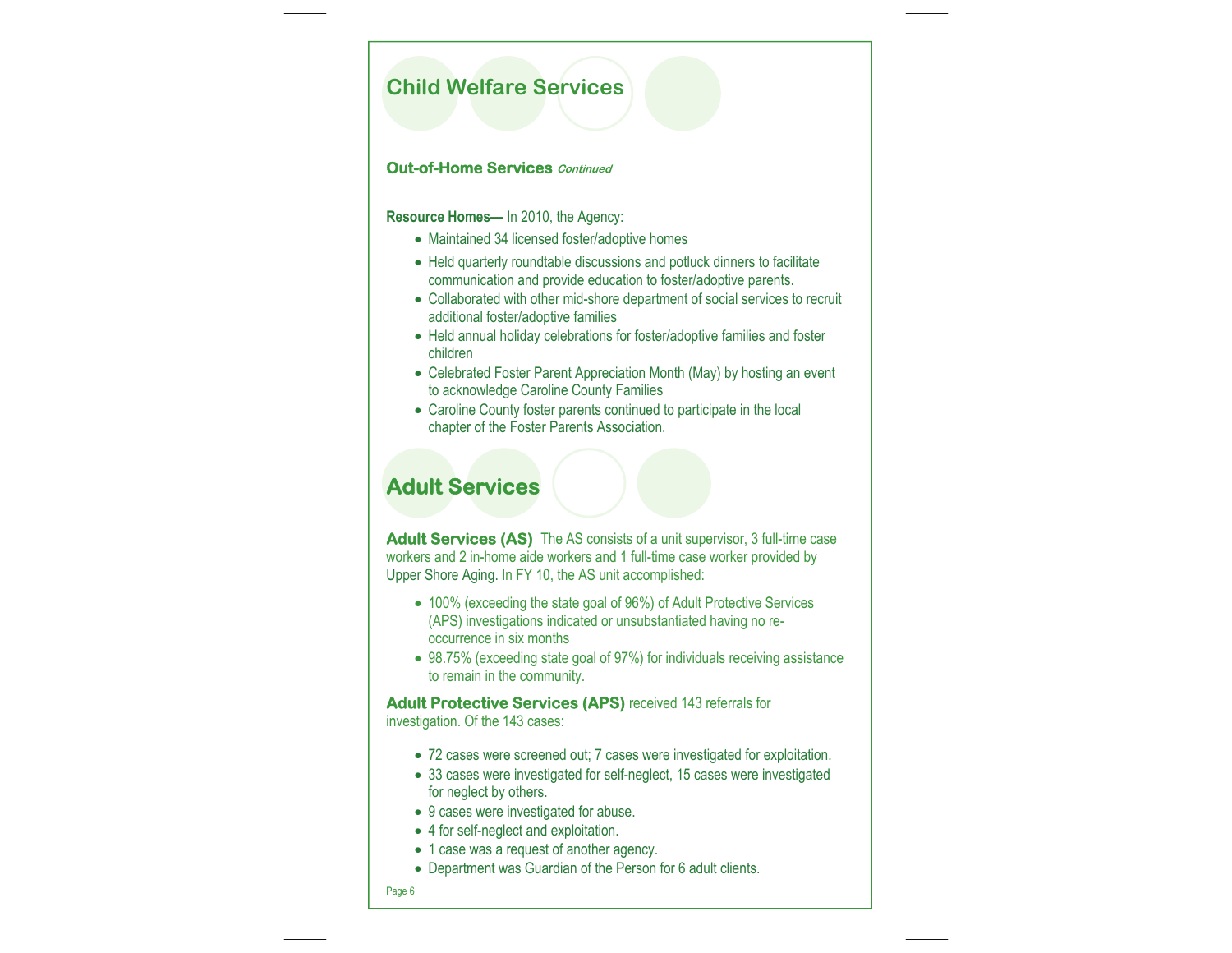## Child Welfare Services

### Out-of-Home Services *Continued*

**Resource Homes—** In 2010, the Agency:

- Maintained 34 licensed foster/adoptive homes
- Held quarterly roundtable discussions and potluck dinners to facilitate communication and provide education to foster/adoptive parents.
- Collaborated with other mid-shore department of social services to recruit additional foster/adoptive families
- Held annual holiday celebrations for foster/adoptive families and foster children
- Celebrated Foster Parent Appreciation Month (May) by hosting an event to acknowledge Caroline County Families
- Caroline County foster parents continued to participate in the local chapter of the Foster Parents Association.

## Adult Services

**Adult Services (AS)** The AS consists of a unit supervisor, 3 full-time case workers and 2 in-home aide workers and 1 full-time case worker provided by Upper Shore Aging. In FY 10, the AS unit accomplished:

- 100% (exceeding the state goal of 96%) of Adult Protective Services (APS) investigations indicated or unsubstantiated having no re-occurrence in six months
- 98.75% (exceeding state goal of 97%) for individuals receiving assistance to remain in the community.

**Adult Protective Services (APS)** received 143 referrals for investigation. Of the 143 cases:

- 72 cases were screened out; 7 cases were investigated for exploitation.
- 33 cases were investigated for self-neglect, 15 cases were investigated for neglect by others.
- 9 cases were investigated for abuse.
- 4 for self-neglect and exploitation.
- 1 case was a request of another agency.
- Department was Guardian of the Person for 6 adult clients.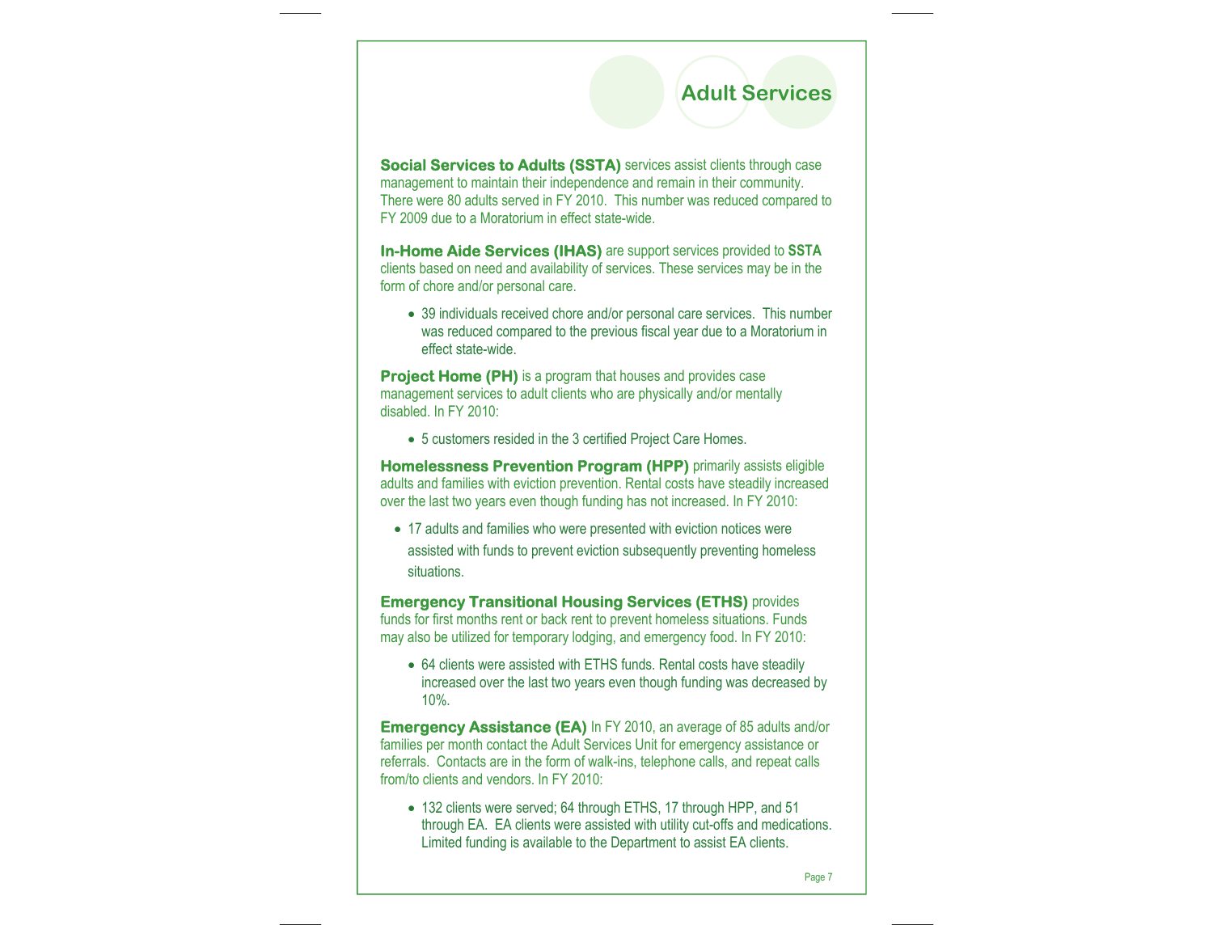# Adult Services

**Social Services to Adults (SSTA)** services assist clients through case management to maintain their independence and remain in their community. There were 80 adults served in FY 2010. This number was reduced compared to FY 2009 due to a Moratorium in effect state-wide.

**In-Home Aide Services (IHAS)** are support services provided to **SSTA** clients based on need and availability of services. These services may be in the form of chore and/or personal care.

- 39 individuals received chore and/or personal care services. This number was reduced compared to the previous fiscal year due to a Moratorium in effect state-wide.

**Project Home (PH)** is a program that houses and provides case management services to adult clients who are physically and/or mentally disabled. In FY 2010:

- 5 customers resided in the 3 certified Project Care Homes.

**Homelessness Prevention Program (HPP)** primarily assists eligible adults and families with eviction prevention. Rental costs have steadily increased over the last two years even though funding has not increased. In FY 2010:

- 17 adults and families who were presented with eviction notices were assisted with funds to prevent eviction subsequently preventing homeless situations.

**Emergency Transitional Housing Services (ETHS)** provides funds for first months rent or back rent to prevent homeless situations. Funds may also be utilized for temporary lodging, and emergency food. In FY 2010:

- 64 clients were assisted with ETHS funds. Rental costs have steadily increased over the last two years even though funding was decreased by 10%.

**Emergency Assistance (EA)** In FY 2010, an average of 85 adults and/or families per month contact the Adult Services Unit for emergency assistance or referrals. Contacts are in the form of walk-ins, telephone calls, and repeat calls from/to clients and vendors. In FY 2010:

- 132 clients were served; 64 through ETHS, 17 through HPP, and 51 through EA. EA clients were assisted with utility cut-offs and medications. Limited funding is available to the Department to assist EA clients.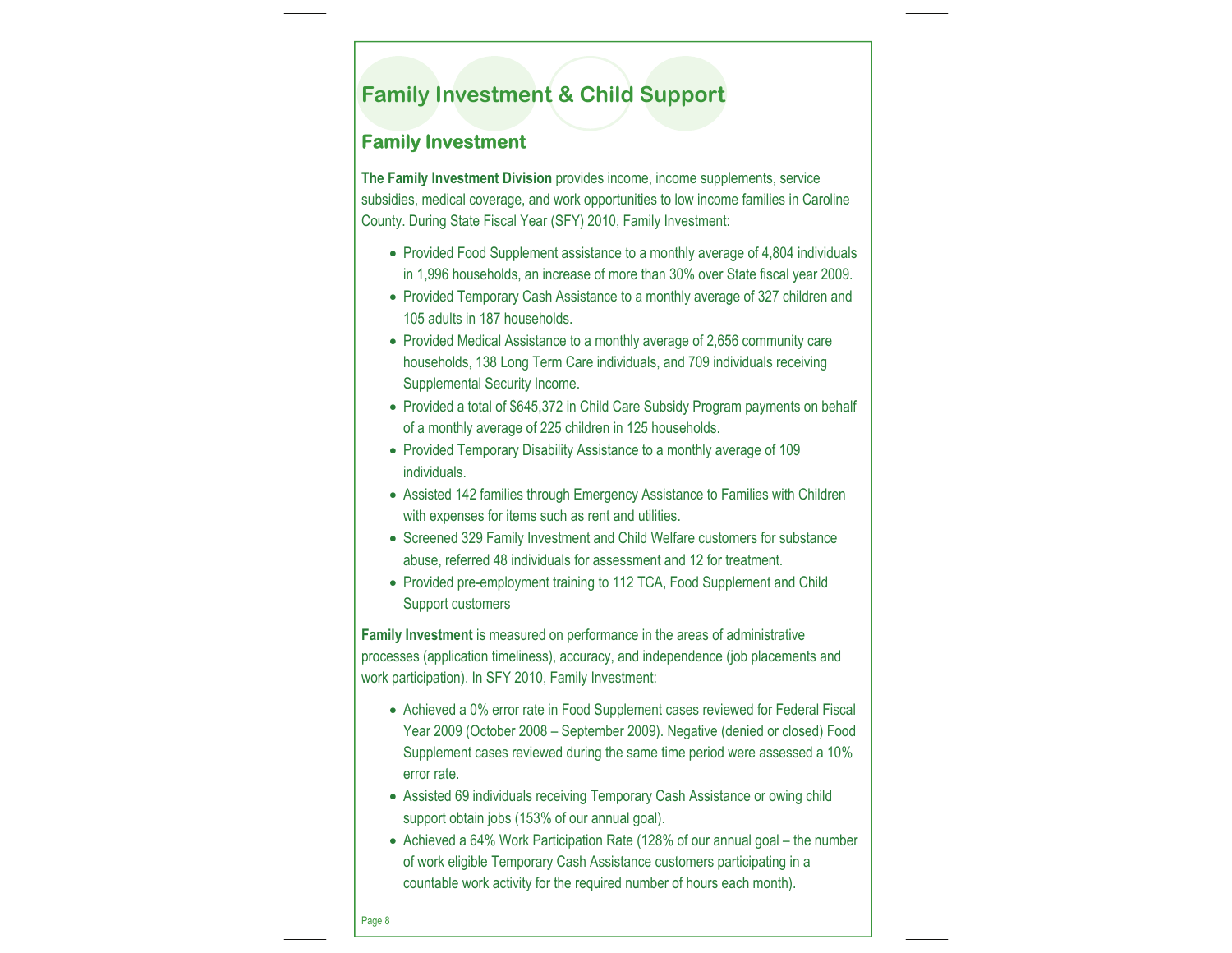# Family Investment & Child Support

## Family Investment

**The Family Investment Division** provides income, income supplements, service subsidies, medical coverage, and work opportunities to low income families in Caroline County. During State Fiscal Year (SFY) 2010, Family Investment:

- Provided Food Supplement assistance to a monthly average of 4,804 individuals in 1,996 households, an increase of more than 30% over State fiscal year 2009.
- Provided Temporary Cash Assistance to a monthly average of 327 children and 105 adults in 187 households.
- Provided Medical Assistance to a monthly average of 2,656 community care households, 138 Long Term Care individuals, and 709 individuals receiving Supplemental Security Income.
- Provided a total of $645,372 in Child Care Subsidy Program payments on behalf of a monthly average of 225 children in 125 households.
- Provided Temporary Disability Assistance to a monthly average of 109 individuals.
- Assisted 142 families through Emergency Assistance to Families with Children with expenses for items such as rent and utilities.
- Screened 329 Family Investment and Child Welfare customers for substance abuse, referred 48 individuals for assessment and 12 for treatment.
- Provided pre-employment training to 112 TCA, Food Supplement and Child Support customers

**Family Investment** is measured on performance in the areas of administrative processes (application timeliness), accuracy, and independence (job placements and work participation). In SFY 2010, Family Investment:

- Achieved a 0% error rate in Food Supplement cases reviewed for Federal Fiscal Year 2009 (October 2008 – September 2009). Negative (denied or closed) Food Supplement cases reviewed during the same time period were assessed a 10% error rate.
- Assisted 69 individuals receiving Temporary Cash Assistance or owing child support obtain jobs (153% of our annual goal).
- Achieved a 64% Work Participation Rate (128% of our annual goal – the number of work eligible Temporary Cash Assistance customers participating in a countable work activity for the required number of hours each month).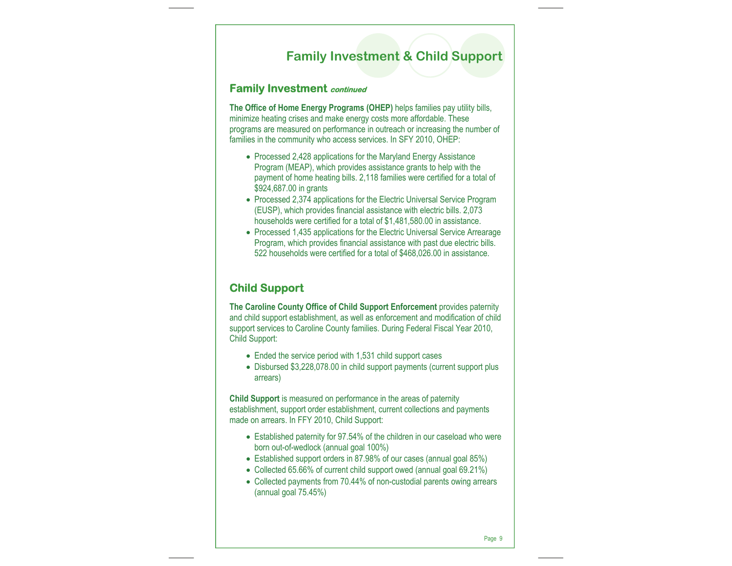# Family Investment & Child Support

## Family Investment *continued*

**The Office of Home Energy Programs (OHEP)** helps families pay utility bills, minimize heating crises and make energy costs more affordable. These programs are measured on performance in outreach or increasing the number of families in the community who access services. In SFY 2010, OHEP:

- Processed 2,428 applications for the Maryland Energy Assistance Program (MEAP), which provides assistance grants to help with the payment of home heating bills. 2,118 families were certified for a total of $924,687.00 in grants
- Processed 2,374 applications for the Electric Universal Service Program (EUSP), which provides financial assistance with electric bills. 2,073 households were certified for a total of $1,481,580.00 in assistance.
- Processed 1,435 applications for the Electric Universal Service Arrearage Program, which provides financial assistance with past due electric bills. 522 households were certified for a total of $468,026.00 in assistance.

## Child Support

**The Caroline County Office of Child Support Enforcement** provides paternity and child support establishment, as well as enforcement and modification of child support services to Caroline County families. During Federal Fiscal Year 2010, Child Support:

- Ended the service period with 1,531 child support cases
- Disbursed $3,228,078.00 in child support payments (current support plus arrears)

**Child Support** is measured on performance in the areas of paternity establishment, support order establishment, current collections and payments made on arrears. In FFY 2010, Child Support:

- Established paternity for 97.54% of the children in our caseload who were born out-of-wedlock (annual goal 100%)
- Established support orders in 87.98% of our cases (annual goal 85%)
- Collected 65.66% of current child support owed (annual goal 69.21%)
- Collected payments from 70.44% of non-custodial parents owing arrears (annual goal 75.45%)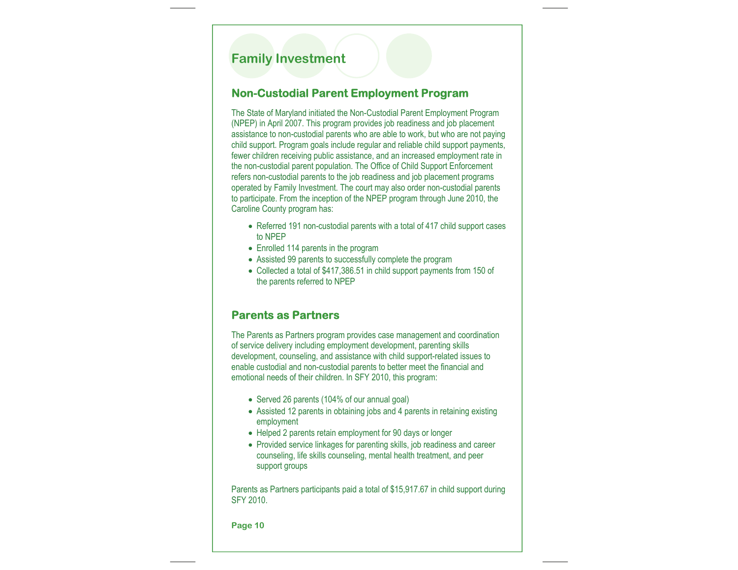# Family Investment

## Non-Custodial Parent Employment Program

The State of Maryland initiated the Non-Custodial Parent Employment Program (NPEP) in April 2007. This program provides job readiness and job placement assistance to non-custodial parents who are able to work, but who are not paying child support. Program goals include regular and reliable child support payments, fewer children receiving public assistance, and an increased employment rate in the non-custodial parent population. The Office of Child Support Enforcement refers non-custodial parents to the job readiness and job placement programs operated by Family Investment. The court may also order non-custodial parents to participate. From the inception of the NPEP program through June 2010, the Caroline County program has:

- Referred 191 non-custodial parents with a total of 417 child support cases to NPEP
- Enrolled 114 parents in the program
- Assisted 99 parents to successfully complete the program
- Collected a total of $417,386.51 in child support payments from 150 of the parents referred to NPEP

## Parents as Partners

The Parents as Partners program provides case management and coordination of service delivery including employment development, parenting skills development, counseling, and assistance with child support-related issues to enable custodial and non-custodial parents to better meet the financial and emotional needs of their children. In SFY 2010, this program:

- Served 26 parents (104% of our annual goal)
- Assisted 12 parents in obtaining jobs and 4 parents in retaining existing employment
- Helped 2 parents retain employment for 90 days or longer
- Provided service linkages for parenting skills, job readiness and career counseling, life skills counseling, mental health treatment, and peer support groups

Parents as Partners participants paid a total of $15,917.67 in child support during SFY 2010.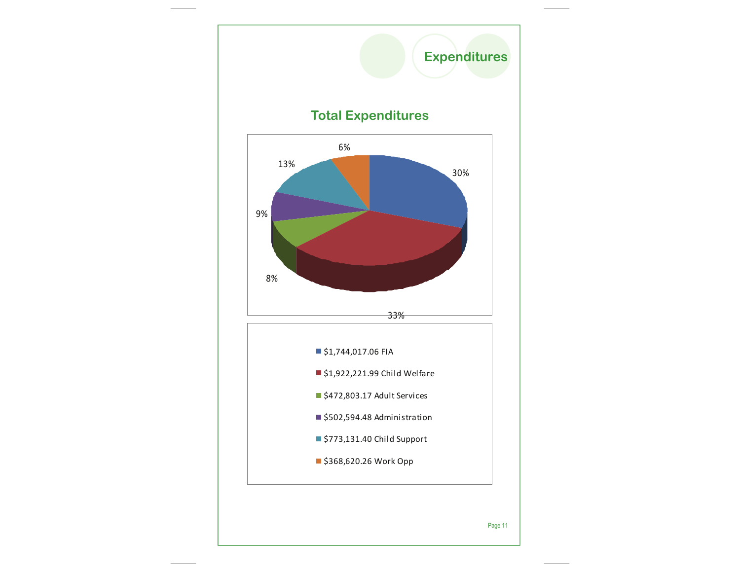# Expenditures

## Total Expenditures

30%
33%
8%
9%
13%
6%

- $1,744,017.06 FIA
- $1,922,221.99 Child Welfare
- $472,803.17 Adult Services
- $502,594.48 Administration
- $773,131.40 Child Support
- $368,620.26 Work Opp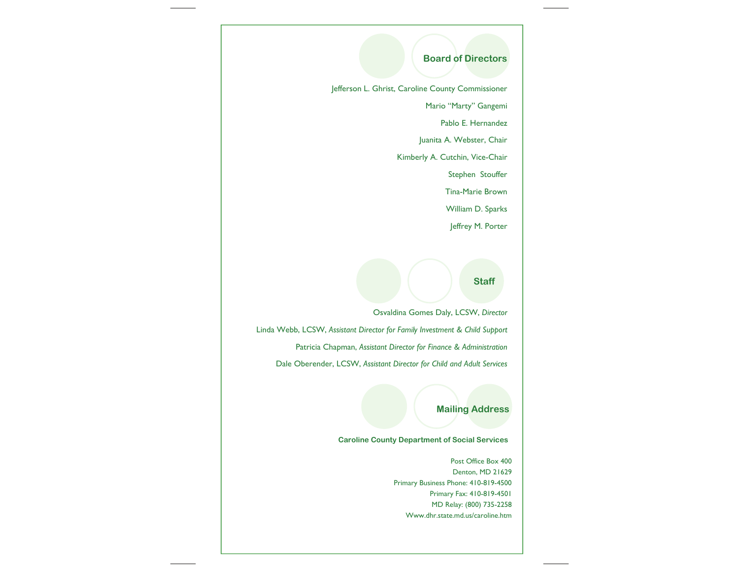## Board of Directors

Jefferson L. Ghrist, Caroline County Commissioner

Mario "Marty" Gangemi

Pablo E. Hernandez

Juanita A. Webster, Chair

Kimberly A. Cutchin, Vice-Chair

Stephen Stouffer

Tina-Marie Brown

William D. Sparks

Jeffrey M. Porter

## Staff

Osvaldina Gomes Daly, LCSW, *Director*

Linda Webb, LCSW, *Assistant Director for Family Investment & Child Support*

Patricia Chapman, *Assistant Director for Finance & Administration*

Dale Oberender, LCSW, *Assistant Director for Child and Adult Services*

## Mailing Address

**Caroline County Department of Social Services**

Post Office Box 400
Denton, MD 21629
Primary Business Phone: 410-819-4500
Primary Fax: 410-819-4501
MD Relay: (800) 735-2258
Www.dhr.state.md.us/caroline.htm